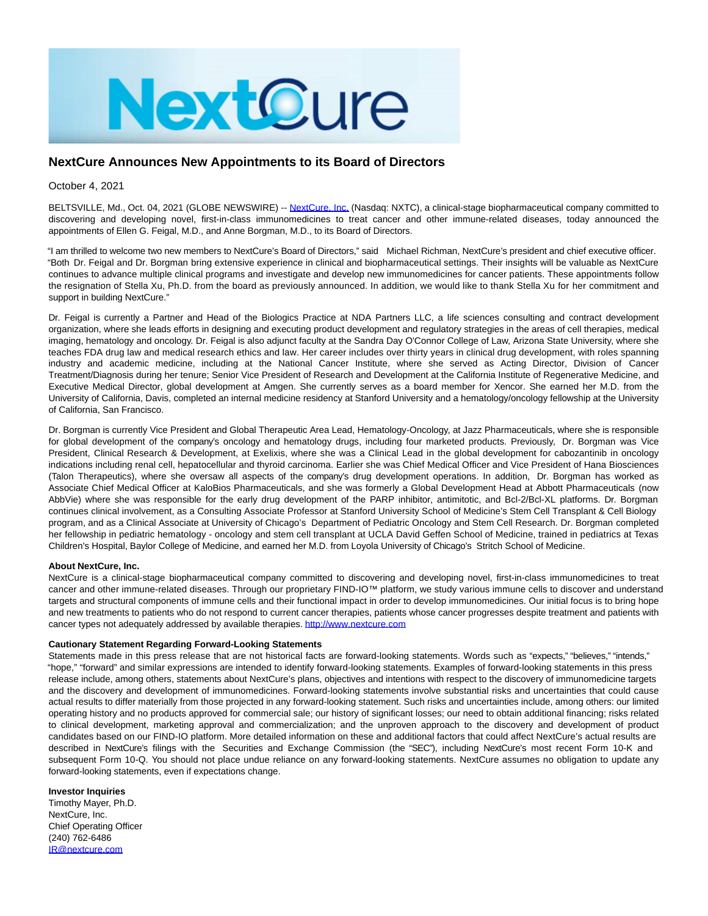# NextCure Announces New Appointments to its Board of Directors

October 4, 2021

BELTSVILLE, Md., Oct. 04, 2021 (GLOBE NEWSWIRE) -- NextCure, Inc. (Nasdaq: NXTC), a clinical-stage biopharmaceutical company committed to discovering and developing novel, first-in-class immunomedicines to treat cancer and other immune-related diseases, today announced the appointments of Ellen G. Feigal, M.D., and Anne Borgman, M.D., to its Board of Directors.

"I am thrilled to welcome two new members to NextCure's Board of Directors," said Michael Richman, NextCure's president and chief executive officer. "Both Dr. Feigal and Dr. Borgman bring extensive experience in clinical and biopharmaceutical settings. Their insights will be valuable as NextCure continues to advance multiple clinical programs and investigate and develop new immunomedicines for cancer patients. These appointments follow the resignation of Stella Xu, Ph.D. from the board as previously announced. In addition, we would like to thank Stella Xu for her commitment and support in building NextCure."

Dr. Feigal is currently a Partner and Head of the Biologics Practice at NDA Partners LLC, a life sciences consulting and contract development organization, where she leads efforts in designing and executing product development and regulatory strategies in the areas of cell therapies, medical imaging, hematology and oncology. Dr. Feigal is also adjunct faculty at the Sandra Day O'Connor College of Law, Arizona State University, where she teaches FDA drug law and medical research ethics and law. Her career includes over thirty years in clinical drug development, with roles spanning industry and academic medicine, including at the National Cancer Institute, where she served as Acting Director, Division of Cancer Treatment/Diagnosis during her tenure; Senior Vice President of Research and Development at the California Institute of Regenerative Medicine, and Executive Medical Director, global development at Amgen. She currently serves as a board member for Xencor. She earned her M.D. from the University of California, Davis, completed an internal medicine residency at Stanford University and a hematology/oncology fellowship at the University of California, San Francisco.

Dr. Borgman is currently Vice President and Global Therapeutic Area Lead, Hematology-Oncology, at Jazz Pharmaceuticals, where she is responsible for global development of the company's oncology and hematology drugs, including four marketed products. Previously, Dr. Borgman was Vice President, Clinical Research & Development, at Exelixis, where she was a Clinical Lead in the global development for cabozantinib in oncology indications including renal cell, hepatocellular and thyroid carcinoma. Earlier she was Chief Medical Officer and Vice President of Hana Biosciences (Talon Therapeutics), where she oversaw all aspects of the company's drug development operations. In addition, Dr. Borgman has worked as Associate Chief Medical Officer at KaloBios Pharmaceuticals, and she was formerly a Global Development Head at Abbott Pharmaceuticals (now AbbVie) where she was responsible for the early drug development of the PARP inhibitor, antimitotic, and Bcl-2/Bcl-XL platforms. Dr. Borgman continues clinical involvement, as a Consulting Associate Professor at Stanford University School of Medicine's Stem Cell Transplant & Cell Biology program, and as a Clinical Associate at University of Chicago's Department of Pediatric Oncology and Stem Cell Research. Dr. Borgman completed her fellowship in pediatric hematology - oncology and stem cell transplant at UCLA David Geffen School of Medicine, trained in pediatrics at Texas Children's Hospital, Baylor College of Medicine, and earned her M.D. from Loyola University of Chicago's Stritch School of Medicine.

**About NextCure, Inc.**

NextCure is a clinical-stage biopharmaceutical company committed to discovering and developing novel, first-in-class immunomedicines to treat cancer and other immune-related diseases. Through our proprietary FIND-IO™ platform, we study various immune cells to discover and understand targets and structural components of immune cells and their functional impact in order to develop immunomedicines. Our initial focus is to bring hope and new treatments to patients who do not respond to current cancer therapies, patients whose cancer progresses despite treatment and patients with cancer types not adequately addressed by available therapies. http://www.nextcure.com

**Cautionary Statement Regarding Forward-Looking Statements**

Statements made in this press release that are not historical facts are forward-looking statements. Words such as "expects," "believes," "intends," "hope," "forward" and similar expressions are intended to identify forward-looking statements. Examples of forward-looking statements in this press release include, among others, statements about NextCure's plans, objectives and intentions with respect to the discovery of immunomedicine targets and the discovery and development of immunomedicines. Forward-looking statements involve substantial risks and uncertainties that could cause actual results to differ materially from those projected in any forward-looking statement. Such risks and uncertainties include, among others: our limited operating history and no products approved for commercial sale; our history of significant losses; our need to obtain additional financing; risks related to clinical development, marketing approval and commercialization; and the unproven approach to the discovery and development of product candidates based on our FIND-IO platform. More detailed information on these and additional factors that could affect NextCure's actual results are described in NextCure's filings with the Securities and Exchange Commission (the "SEC"), including NextCure's most recent Form 10-K and subsequent Form 10-Q. You should not place undue reliance on any forward-looking statements. NextCure assumes no obligation to update any forward-looking statements, even if expectations change.

**Investor Inquiries**

Timothy Mayer, Ph.D.  
NextCure, Inc.  
Chief Operating Officer  
(240) 762-6486  
IR@nextcure.com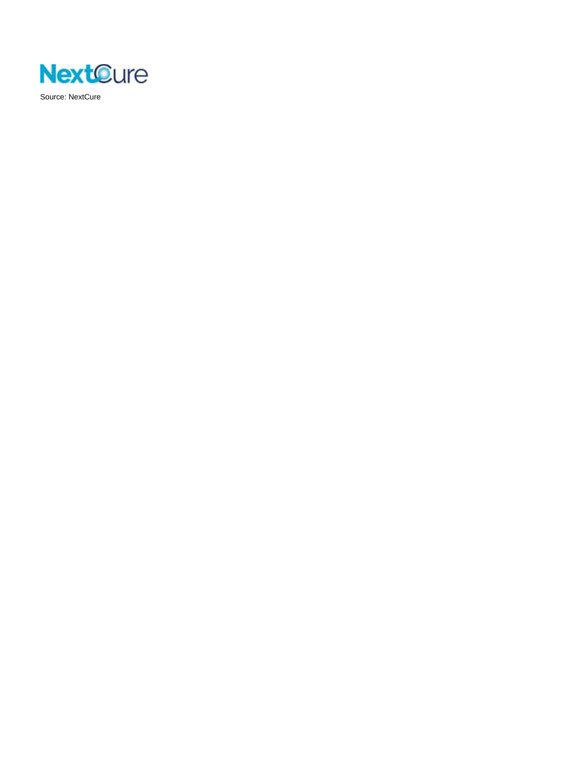NextCure

Source: NextCure